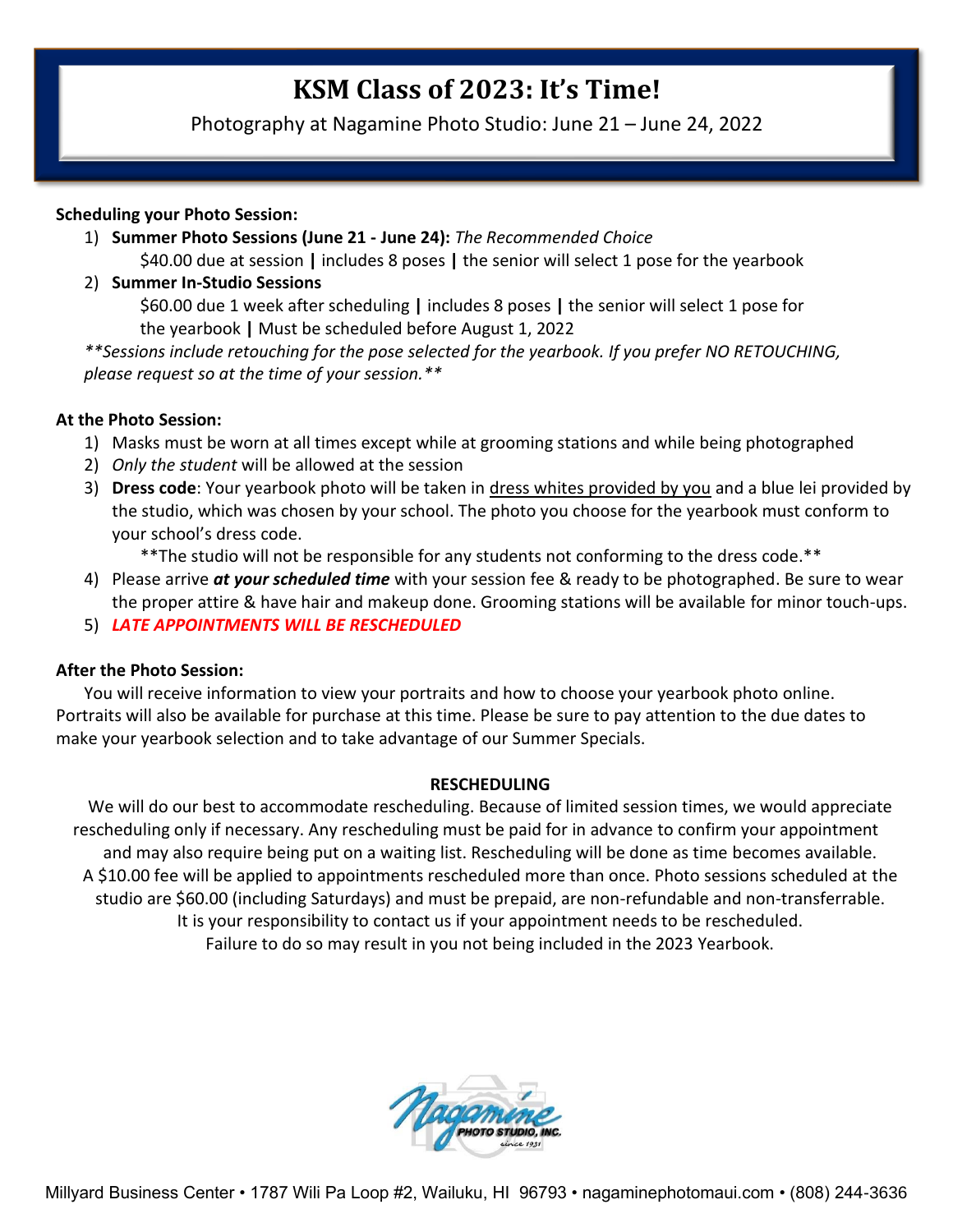# KSM Class of 2023: It's Time!

Photography at Nagamine Photo Studio: June 21 – June 24, 2022

**Scheduling your Photo Session:**

1) **Summer Photo Sessions (June 21 - June 24):** *The Recommended Choice*
   $40.00 due at session **|** includes 8 poses **|** the senior will select 1 pose for the yearbook
2) **Summer In-Studio Sessions**
   $60.00 due 1 week after scheduling **|** includes 8 poses **|** the senior will select 1 pose for the yearbook **|** Must be scheduled before August 1, 2022

*\*\*Sessions include retouching for the pose selected for the yearbook. If you prefer NO RETOUCHING, please request so at the time of your session.\*\**

**At the Photo Session:**

1) Masks must be worn at all times except while at grooming stations and while being photographed
2) *Only the student* will be allowed at the session
3) **Dress code**: Your yearbook photo will be taken in dress whites provided by you and a blue lei provided by the studio, which was chosen by your school. The photo you choose for the yearbook must conform to your school's dress code.
   \*\*The studio will not be responsible for any students not conforming to the dress code.\*\*
4) Please arrive ***at your scheduled time*** with your session fee & ready to be photographed. Be sure to wear the proper attire & have hair and makeup done. Grooming stations will be available for minor touch-ups.
5) ***LATE APPOINTMENTS WILL BE RESCHEDULED***

**After the Photo Session:**

You will receive information to view your portraits and how to choose your yearbook photo online. Portraits will also be available for purchase at this time. Please be sure to pay attention to the due dates to make your yearbook selection and to take advantage of our Summer Specials.

**RESCHEDULING**

We will do our best to accommodate rescheduling. Because of limited session times, we would appreciate rescheduling only if necessary. Any rescheduling must be paid for in advance to confirm your appointment and may also require being put on a waiting list. Rescheduling will be done as time becomes available. A $10.00 fee will be applied to appointments rescheduled more than once. Photo sessions scheduled at the studio are $60.00 (including Saturdays) and must be prepaid, are non-refundable and non-transferrable. It is your responsibility to contact us if your appointment needs to be rescheduled. Failure to do so may result in you not being included in the 2023 Yearbook.

Nagamine PHOTO STUDIO, INC. since 1931

Millyard Business Center • 1787 Wili Pa Loop #2, Wailuku, HI 96793 • nagaminephotomaui.com • (808) 244-3636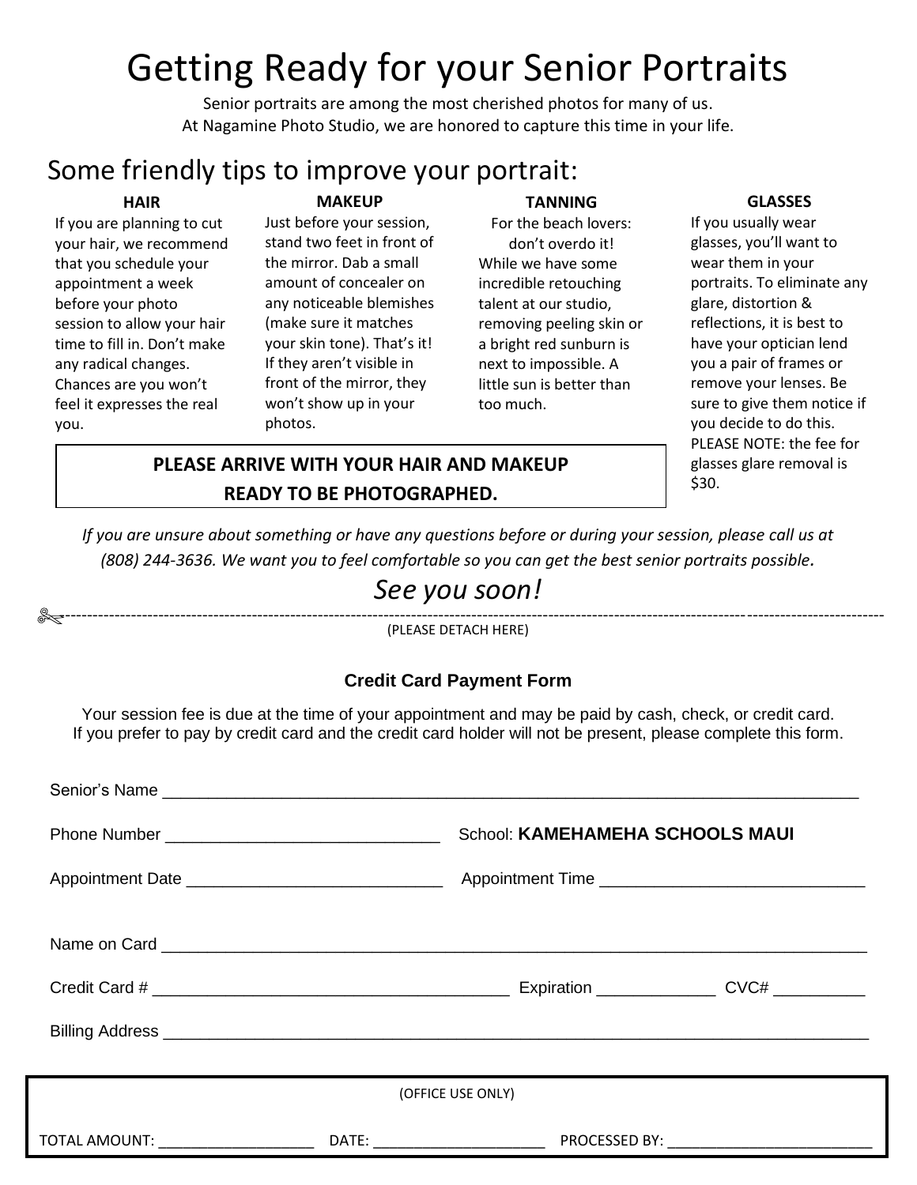# Getting Ready for your Senior Portraits

Senior portraits are among the most cherished photos for many of us.
At Nagamine Photo Studio, we are honored to capture this time in your life.

## Some friendly tips to improve your portrait:

**HAIR**

If you are planning to cut your hair, we recommend that you schedule your appointment a week before your photo session to allow your hair time to fill in. Don't make any radical changes. Chances are you won't feel it expresses the real you.

**MAKEUP**

Just before your session, stand two feet in front of the mirror. Dab a small amount of concealer on any noticeable blemishes (make sure it matches your skin tone). That's it! If they aren't visible in front of the mirror, they won't show up in your photos.

**TANNING**

For the beach lovers: don't overdo it! While we have some incredible retouching talent at our studio, removing peeling skin or a bright red sunburn is next to impossible. A little sun is better than too much.

**GLASSES**

If you usually wear glasses, you'll want to wear them in your portraits. To eliminate any glare, distortion & reflections, it is best to have your optician lend you a pair of frames or remove your lenses. Be sure to give them notice if you decide to do this. PLEASE NOTE: the fee for glasses glare removal is $30.

**PLEASE ARRIVE WITH YOUR HAIR AND MAKEUP READY TO BE PHOTOGRAPHED.**

*If you are unsure about something or have any questions before or during your session, please call us at (808) 244-3636. We want you to feel comfortable so you can get the best senior portraits possible.*

*See you soon!*

(PLEASE DETACH HERE)

**Credit Card Payment Form**

Your session fee is due at the time of your appointment and may be paid by cash, check, or credit card.
If you prefer to pay by credit card and the credit card holder will not be present, please complete this form.

Senior's Name ______________________________

Phone Number ______________________________ School: **KAMEHAMEHA SCHOOLS MAUI**

Appointment Date ______________________________ Appointment Time ______________________________

Name on Card ______________________________

Credit Card # ______________________________ Expiration ____________ CVC# __________

Billing Address ______________________________

(OFFICE USE ONLY)

TOTAL AMOUNT: __________________ DATE: ____________________ PROCESSED BY: ________________________